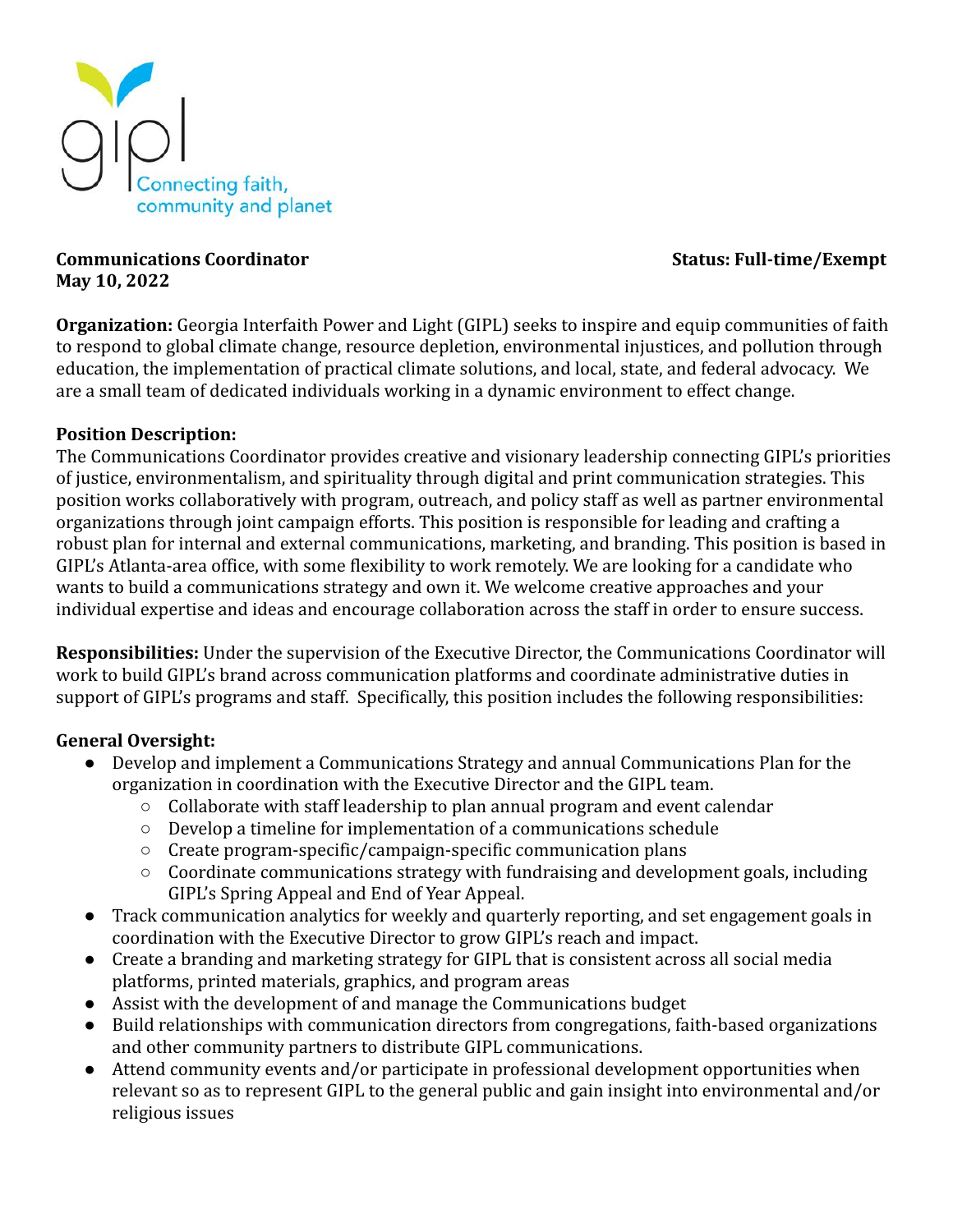gipl

Connecting faith, community and planet

**Communications Coordinator** **Status: Full-time/Exempt**
**May 10, 2022**

**Organization:** Georgia Interfaith Power and Light (GIPL) seeks to inspire and equip communities of faith to respond to global climate change, resource depletion, environmental injustices, and pollution through education, the implementation of practical climate solutions, and local, state, and federal advocacy. We are a small team of dedicated individuals working in a dynamic environment to effect change.

**Position Description:**
The Communications Coordinator provides creative and visionary leadership connecting GIPL's priorities of justice, environmentalism, and spirituality through digital and print communication strategies. This position works collaboratively with program, outreach, and policy staff as well as partner environmental organizations through joint campaign efforts. This position is responsible for leading and crafting a robust plan for internal and external communications, marketing, and branding. This position is based in GIPL's Atlanta-area office, with some flexibility to work remotely. We are looking for a candidate who wants to build a communications strategy and own it. We welcome creative approaches and your individual expertise and ideas and encourage collaboration across the staff in order to ensure success.

**Responsibilities:** Under the supervision of the Executive Director, the Communications Coordinator will work to build GIPL's brand across communication platforms and coordinate administrative duties in support of GIPL's programs and staff. Specifically, this position includes the following responsibilities:

**General Oversight:**

- Develop and implement a Communications Strategy and annual Communications Plan for the organization in coordination with the Executive Director and the GIPL team.
  - Collaborate with staff leadership to plan annual program and event calendar
  - Develop a timeline for implementation of a communications schedule
  - Create program-specific/campaign-specific communication plans
  - Coordinate communications strategy with fundraising and development goals, including GIPL's Spring Appeal and End of Year Appeal.
- Track communication analytics for weekly and quarterly reporting, and set engagement goals in coordination with the Executive Director to grow GIPL's reach and impact.
- Create a branding and marketing strategy for GIPL that is consistent across all social media platforms, printed materials, graphics, and program areas
- Assist with the development of and manage the Communications budget
- Build relationships with communication directors from congregations, faith-based organizations and other community partners to distribute GIPL communications.
- Attend community events and/or participate in professional development opportunities when relevant so as to represent GIPL to the general public and gain insight into environmental and/or religious issues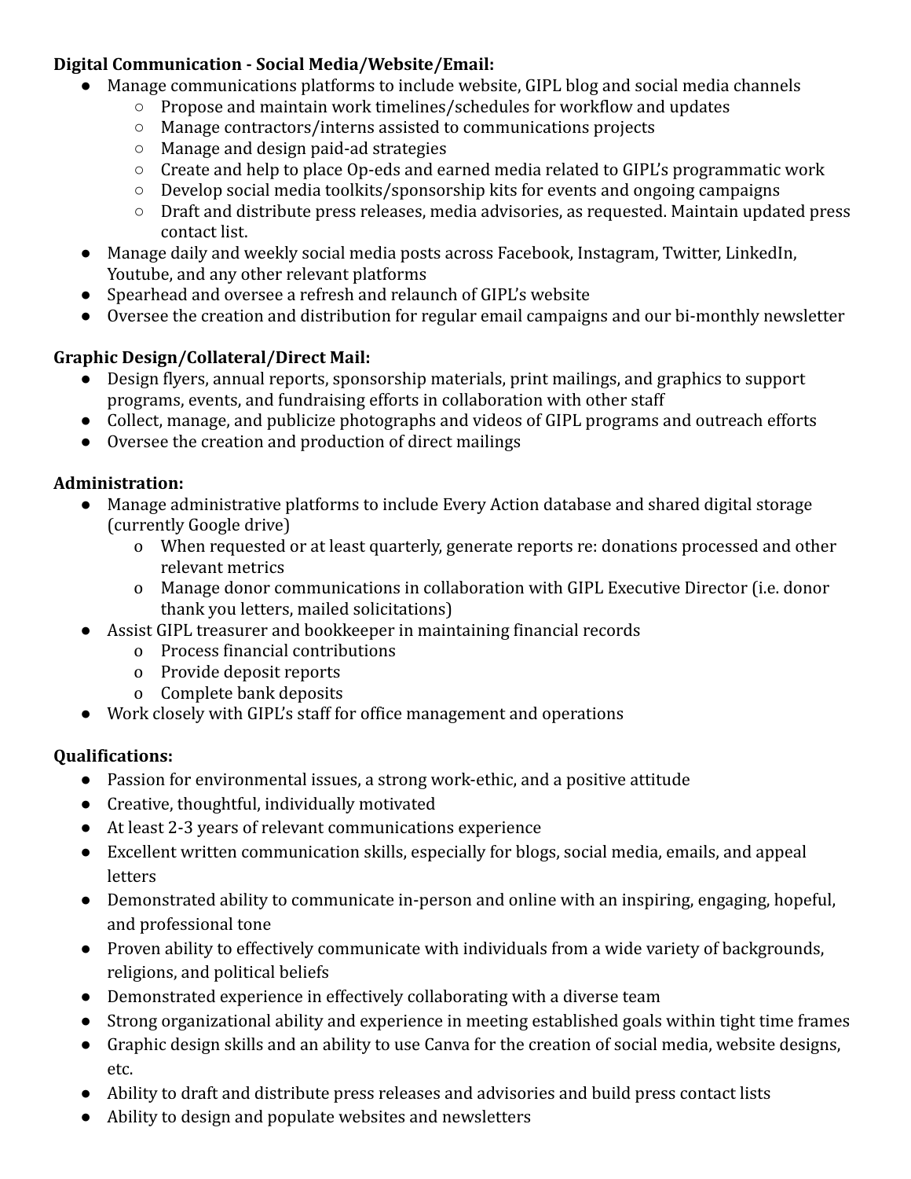**Digital Communication - Social Media/Website/Email:**

- Manage communications platforms to include website, GIPL blog and social media channels
  - Propose and maintain work timelines/schedules for workflow and updates
  - Manage contractors/interns assisted to communications projects
  - Manage and design paid-ad strategies
  - Create and help to place Op-eds and earned media related to GIPL's programmatic work
  - Develop social media toolkits/sponsorship kits for events and ongoing campaigns
  - Draft and distribute press releases, media advisories, as requested. Maintain updated press contact list.
- Manage daily and weekly social media posts across Facebook, Instagram, Twitter, LinkedIn, Youtube, and any other relevant platforms
- Spearhead and oversee a refresh and relaunch of GIPL's website
- Oversee the creation and distribution for regular email campaigns and our bi-monthly newsletter

**Graphic Design/Collateral/Direct Mail:**

- Design flyers, annual reports, sponsorship materials, print mailings, and graphics to support programs, events, and fundraising efforts in collaboration with other staff
- Collect, manage, and publicize photographs and videos of GIPL programs and outreach efforts
- Oversee the creation and production of direct mailings

**Administration:**

- Manage administrative platforms to include Every Action database and shared digital storage (currently Google drive)
  - When requested or at least quarterly, generate reports re: donations processed and other relevant metrics
  - Manage donor communications in collaboration with GIPL Executive Director (i.e. donor thank you letters, mailed solicitations)
- Assist GIPL treasurer and bookkeeper in maintaining financial records
  - Process financial contributions
  - Provide deposit reports
  - Complete bank deposits
- Work closely with GIPL's staff for office management and operations

**Qualifications:**

- Passion for environmental issues, a strong work-ethic, and a positive attitude
- Creative, thoughtful, individually motivated
- At least 2-3 years of relevant communications experience
- Excellent written communication skills, especially for blogs, social media, emails, and appeal letters
- Demonstrated ability to communicate in-person and online with an inspiring, engaging, hopeful, and professional tone
- Proven ability to effectively communicate with individuals from a wide variety of backgrounds, religions, and political beliefs
- Demonstrated experience in effectively collaborating with a diverse team
- Strong organizational ability and experience in meeting established goals within tight time frames
- Graphic design skills and an ability to use Canva for the creation of social media, website designs, etc.
- Ability to draft and distribute press releases and advisories and build press contact lists
- Ability to design and populate websites and newsletters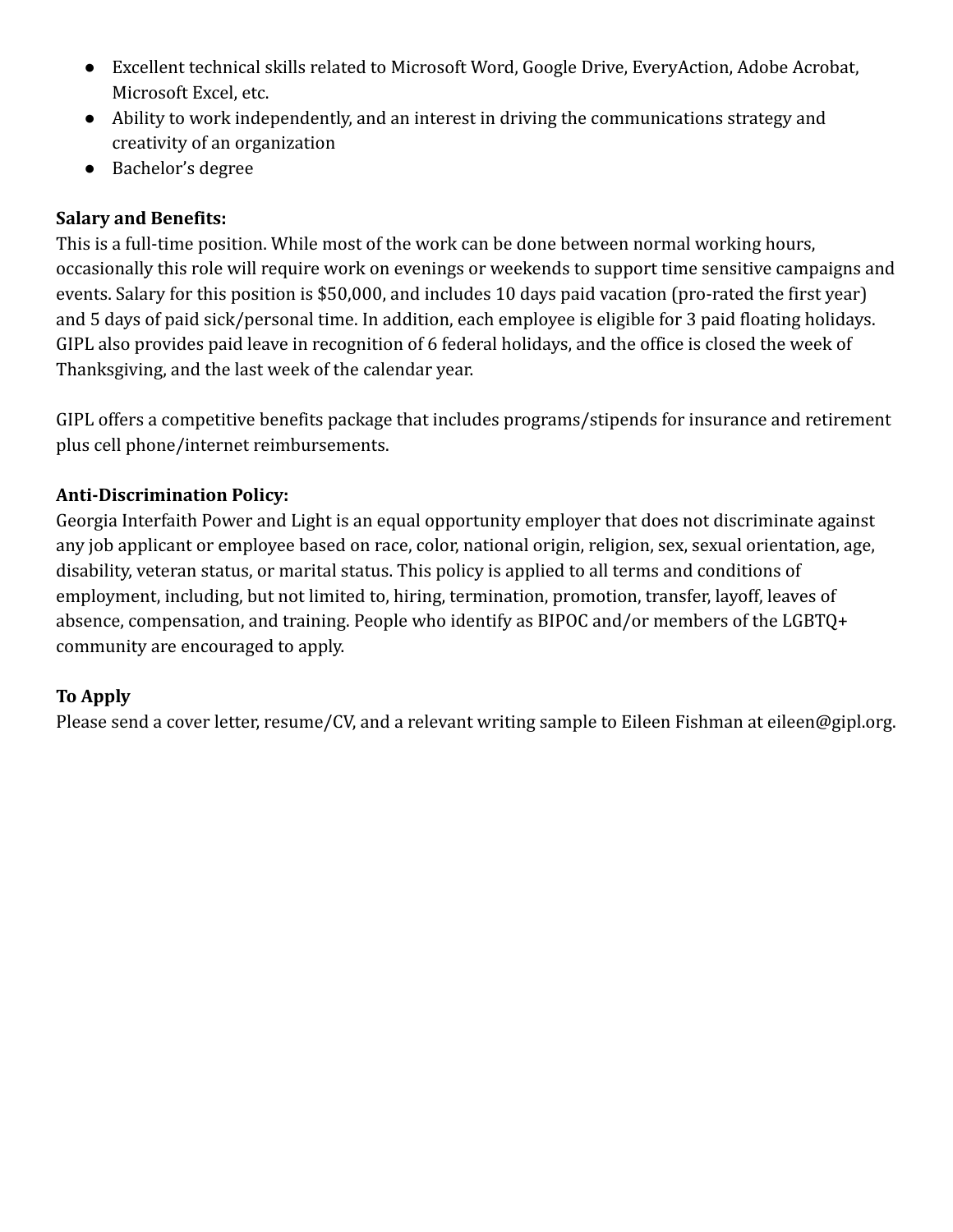- Excellent technical skills related to Microsoft Word, Google Drive, EveryAction, Adobe Acrobat, Microsoft Excel, etc.
- Ability to work independently, and an interest in driving the communications strategy and creativity of an organization
- Bachelor's degree

**Salary and Benefits:**

This is a full-time position. While most of the work can be done between normal working hours, occasionally this role will require work on evenings or weekends to support time sensitive campaigns and events. Salary for this position is $50,000, and includes 10 days paid vacation (pro-rated the first year) and 5 days of paid sick/personal time. In addition, each employee is eligible for 3 paid floating holidays. GIPL also provides paid leave in recognition of 6 federal holidays, and the office is closed the week of Thanksgiving, and the last week of the calendar year.

GIPL offers a competitive benefits package that includes programs/stipends for insurance and retirement plus cell phone/internet reimbursements.

**Anti-Discrimination Policy:**

Georgia Interfaith Power and Light is an equal opportunity employer that does not discriminate against any job applicant or employee based on race, color, national origin, religion, sex, sexual orientation, age, disability, veteran status, or marital status. This policy is applied to all terms and conditions of employment, including, but not limited to, hiring, termination, promotion, transfer, layoff, leaves of absence, compensation, and training. People who identify as BIPOC and/or members of the LGBTQ+ community are encouraged to apply.

**To Apply**

Please send a cover letter, resume/CV, and a relevant writing sample to Eileen Fishman at eileen@gipl.org.